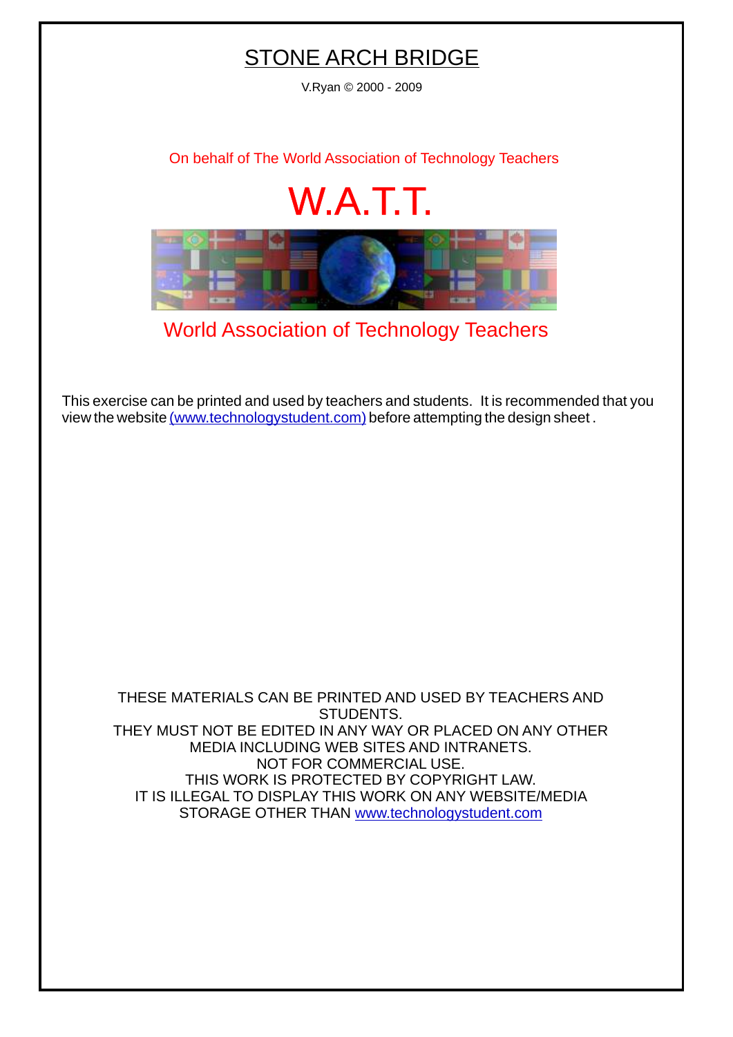# STONE ARCH BRIDGE

V.Ryan © 2000 - 2009

On behalf of The World Association of Technology Teachers

## W.A.T.T.

World Association of Technology Teachers

This exercise can be printed and used by teachers and students. It is recommended that you view the website (www.technologystudent.com) before attempting the design sheet .

THESE MATERIALS CAN BE PRINTED AND USED BY TEACHERS AND STUDENTS.
THEY MUST NOT BE EDITED IN ANY WAY OR PLACED ON ANY OTHER MEDIA INCLUDING WEB SITES AND INTRANETS.
NOT FOR COMMERCIAL USE.
THIS WORK IS PROTECTED BY COPYRIGHT LAW.
IT IS ILLEGAL TO DISPLAY THIS WORK ON ANY WEBSITE/MEDIA STORAGE OTHER THAN www.technologystudent.com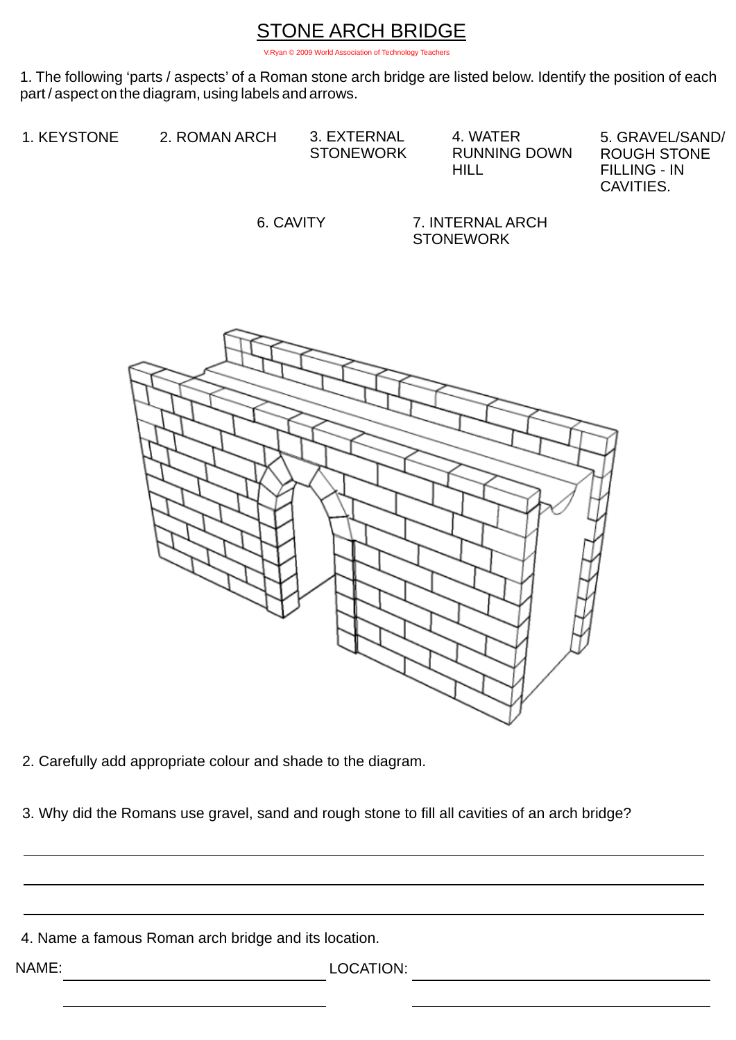# STONE ARCH BRIDGE

V.Ryan © 2009 World Association of Technology Teachers

1. The following 'parts / aspects' of a Roman stone arch bridge are listed below. Identify the position of each part / aspect on the diagram, using labels and arrows.

1. KEYSTONE
2. ROMAN ARCH
3. EXTERNAL STONEWORK
4. WATER RUNNING DOWN HILL
5. GRAVEL/SAND/ ROUGH STONE FILLING - IN CAVITIES.
6. CAVITY
7. INTERNAL ARCH STONEWORK

2. Carefully add appropriate colour and shade to the diagram.

3. Why did the Romans use gravel, sand and rough stone to fill all cavities of an arch bridge?

4. Name a famous Roman arch bridge and its location.

NAME: ______________________ LOCATION: ______________________